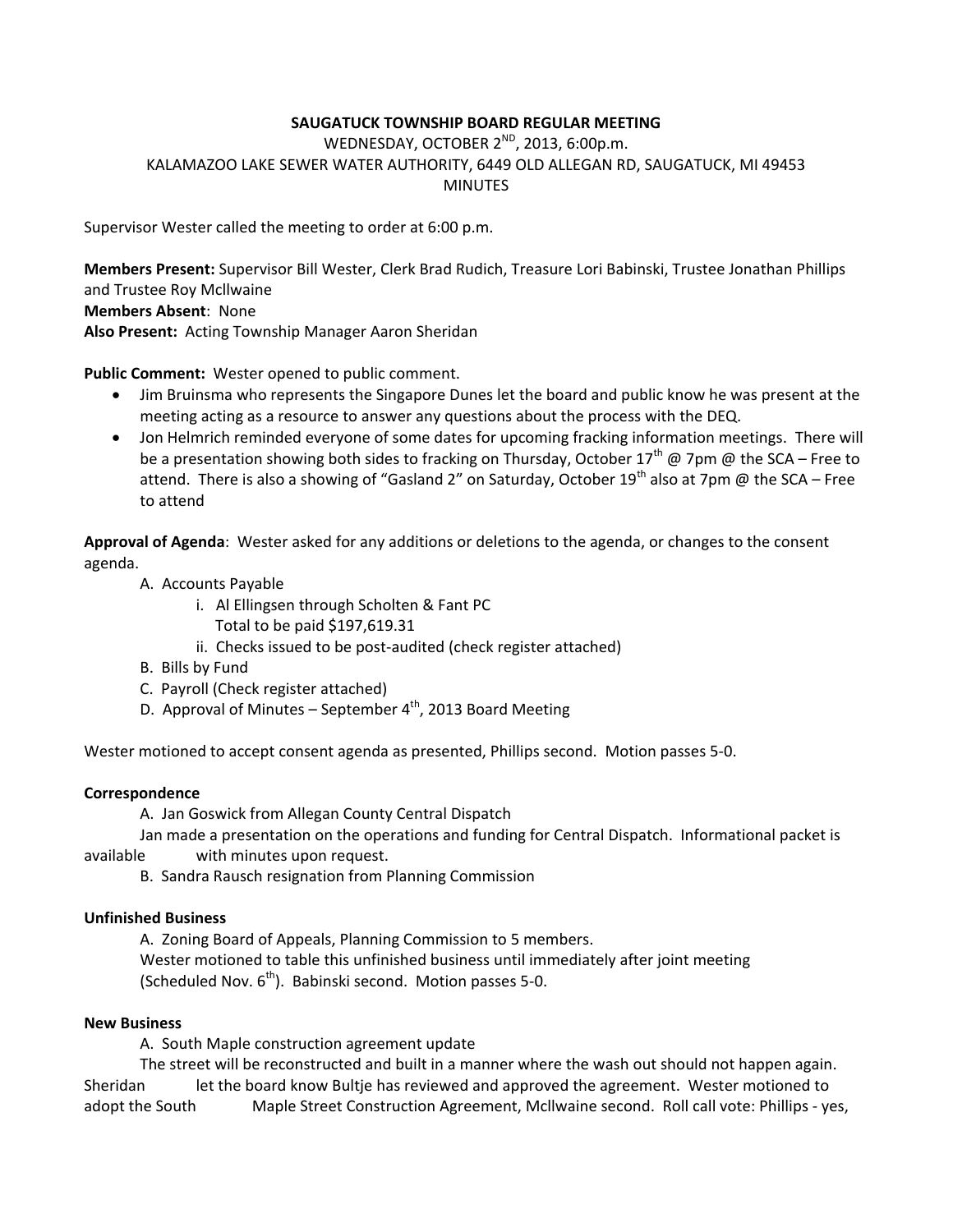**SAUGATUCK TOWNSHIP BOARD REGULAR MEETING**
WEDNESDAY, OCTOBER 2ND, 2013, 6:00p.m.
KALAMAZOO LAKE SEWER WATER AUTHORITY, 6449 OLD ALLEGAN RD, SAUGATUCK, MI 49453
MINUTES

Supervisor Wester called the meeting to order at 6:00 p.m.

**Members Present:** Supervisor Bill Wester, Clerk Brad Rudich, Treasure Lori Babinski, Trustee Jonathan Phillips and Trustee Roy Mcllwaine
**Members Absent**: None
**Also Present:** Acting Township Manager Aaron Sheridan

**Public Comment:** Wester opened to public comment.

- Jim Bruinsma who represents the Singapore Dunes let the board and public know he was present at the meeting acting as a resource to answer any questions about the process with the DEQ.
- Jon Helmrich reminded everyone of some dates for upcoming fracking information meetings. There will be a presentation showing both sides to fracking on Thursday, October 17th @ 7pm @ the SCA – Free to attend. There is also a showing of "Gasland 2" on Saturday, October 19th also at 7pm @ the SCA – Free to attend

**Approval of Agenda**: Wester asked for any additions or deletions to the agenda, or changes to the consent agenda.

A. Accounts Payable
   i. Al Ellingsen through Scholten & Fant PC
      Total to be paid $197,619.31
   ii. Checks issued to be post-audited (check register attached)
B. Bills by Fund
C. Payroll (Check register attached)
D. Approval of Minutes – September 4th, 2013 Board Meeting

Wester motioned to accept consent agenda as presented, Phillips second. Motion passes 5-0.

**Correspondence**

A. Jan Goswick from Allegan County Central Dispatch
Jan made a presentation on the operations and funding for Central Dispatch. Informational packet is available with minutes upon request.
B. Sandra Rausch resignation from Planning Commission

**Unfinished Business**

A. Zoning Board of Appeals, Planning Commission to 5 members.
Wester motioned to table this unfinished business until immediately after joint meeting (Scheduled Nov. 6th). Babinski second. Motion passes 5-0.

**New Business**

A. South Maple construction agreement update
The street will be reconstructed and built in a manner where the wash out should not happen again. Sheridan let the board know Bultje has reviewed and approved the agreement. Wester motioned to adopt the South Maple Street Construction Agreement, Mcllwaine second. Roll call vote: Phillips - yes,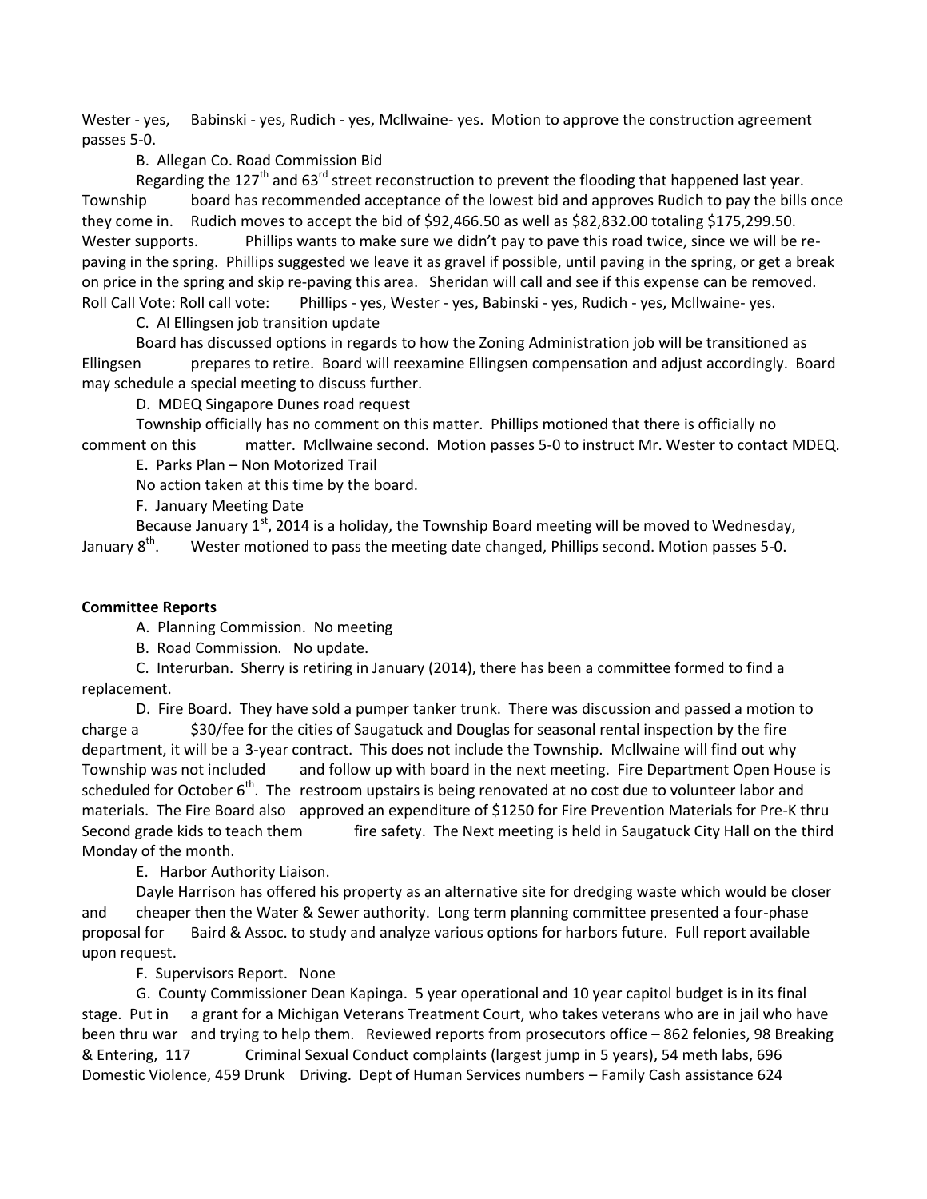Wester - yes, Babinski - yes, Rudich - yes, Mcllwaine- yes. Motion to approve the construction agreement passes 5-0.

B. Allegan Co. Road Commission Bid

Regarding the 127th and 63rd street reconstruction to prevent the flooding that happened last year. Township board has recommended acceptance of the lowest bid and approves Rudich to pay the bills once they come in. Rudich moves to accept the bid of $92,466.50 as well as $82,832.00 totaling $175,299.50. Wester supports. Phillips wants to make sure we didn't pay to pave this road twice, since we will be re-paving in the spring. Phillips suggested we leave it as gravel if possible, until paving in the spring, or get a break on price in the spring and skip re-paving this area. Sheridan will call and see if this expense can be removed. Roll Call Vote: Roll call vote: Phillips - yes, Wester - yes, Babinski - yes, Rudich - yes, Mcllwaine- yes.

C. Al Ellingsen job transition update

Board has discussed options in regards to how the Zoning Administration job will be transitioned as Ellingsen prepares to retire. Board will reexamine Ellingsen compensation and adjust accordingly. Board may schedule a special meeting to discuss further.

D. MDEQ Singapore Dunes road request

Township officially has no comment on this matter. Phillips motioned that there is officially no comment on this matter. Mcllwaine second. Motion passes 5-0 to instruct Mr. Wester to contact MDEQ.

E. Parks Plan – Non Motorized Trail

No action taken at this time by the board.

F. January Meeting Date

Because January 1st, 2014 is a holiday, the Township Board meeting will be moved to Wednesday, January 8th. Wester motioned to pass the meeting date changed, Phillips second. Motion passes 5-0.

**Committee Reports**

A. Planning Commission. No meeting

B. Road Commission. No update.

C. Interurban. Sherry is retiring in January (2014), there has been a committee formed to find a replacement.

D. Fire Board. They have sold a pumper tanker trunk. There was discussion and passed a motion to charge a $30/fee for the cities of Saugatuck and Douglas for seasonal rental inspection by the fire department, it will be a 3-year contract. This does not include the Township. Mcllwaine will find out why Township was not included and follow up with board in the next meeting. Fire Department Open House is scheduled for October 6th. The restroom upstairs is being renovated at no cost due to volunteer labor and materials. The Fire Board also approved an expenditure of $1250 for Fire Prevention Materials for Pre-K thru Second grade kids to teach them fire safety. The Next meeting is held in Saugatuck City Hall on the third Monday of the month.

E. Harbor Authority Liaison.

Dayle Harrison has offered his property as an alternative site for dredging waste which would be closer and cheaper then the Water & Sewer authority. Long term planning committee presented a four-phase proposal for Baird & Assoc. to study and analyze various options for harbors future. Full report available upon request.

F. Supervisors Report. None

G. County Commissioner Dean Kapinga. 5 year operational and 10 year capitol budget is in its final stage. Put in a grant for a Michigan Veterans Treatment Court, who takes veterans who are in jail who have been thru war and trying to help them. Reviewed reports from prosecutors office – 862 felonies, 98 Breaking & Entering, 117 Criminal Sexual Conduct complaints (largest jump in 5 years), 54 meth labs, 696 Domestic Violence, 459 Drunk Driving. Dept of Human Services numbers – Family Cash assistance 624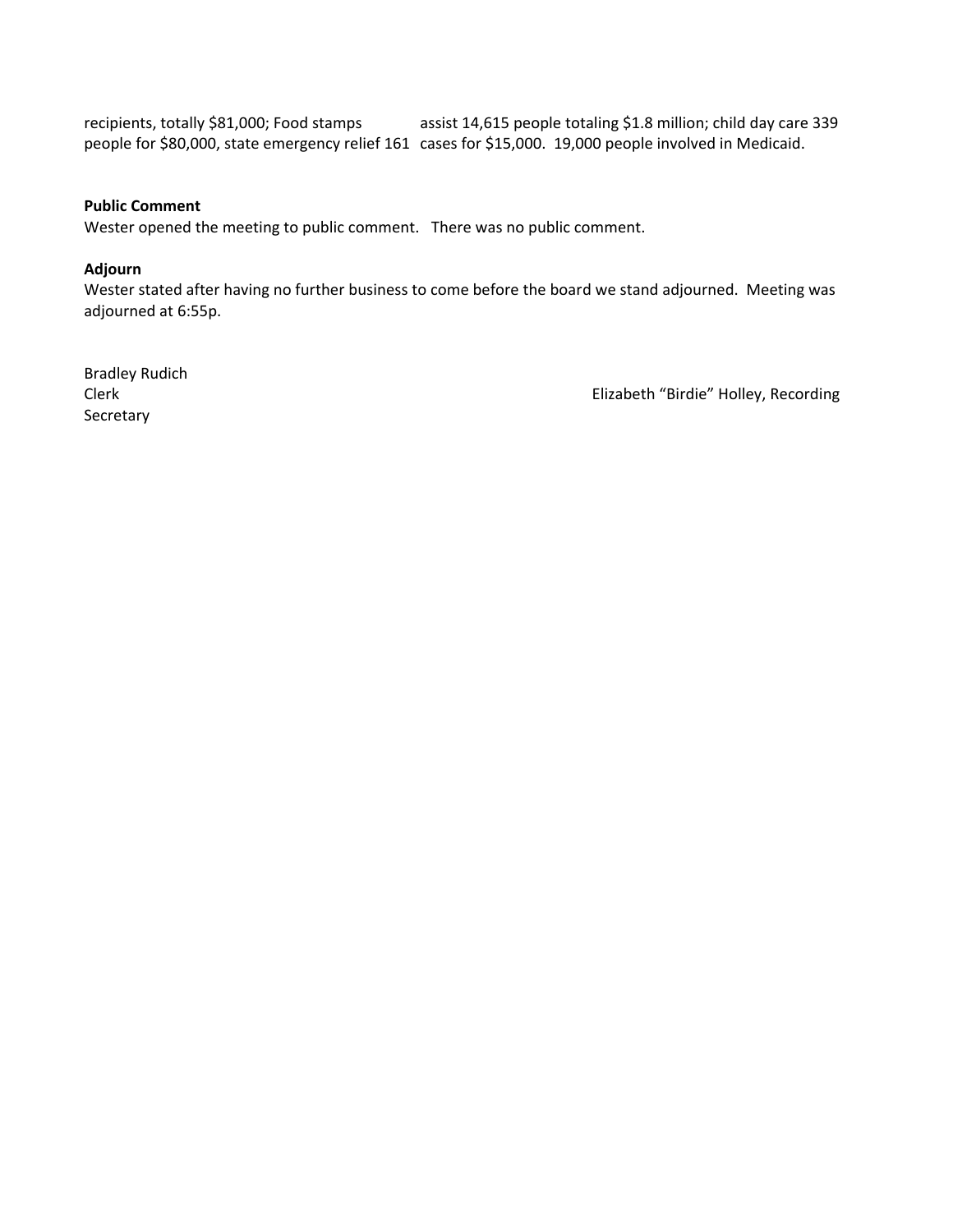recipients, totally $81,000; Food stamps assist 14,615 people totaling $1.8 million; child day care 339 people for $80,000, state emergency relief 161 cases for $15,000. 19,000 people involved in Medicaid.

**Public Comment**

Wester opened the meeting to public comment. There was no public comment.

**Adjourn**

Wester stated after having no further business to come before the board we stand adjourned. Meeting was adjourned at 6:55p.

Bradley Rudich
Clerk

Elizabeth "Birdie" Holley, Recording
Secretary